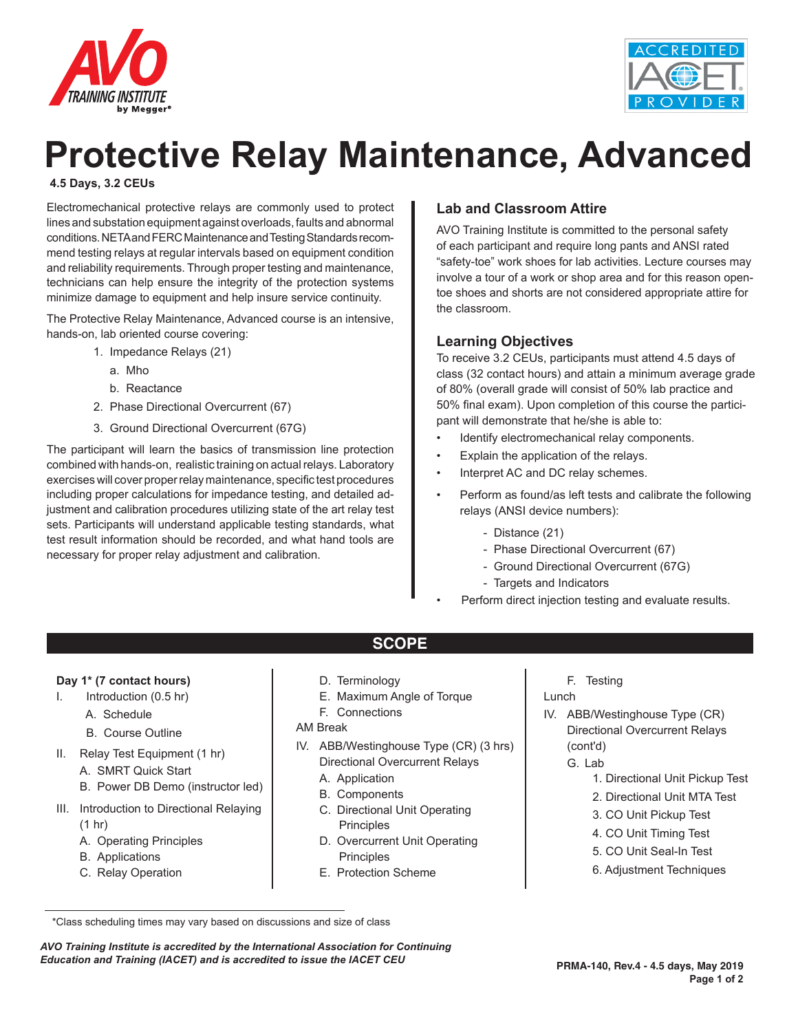# Protective Relay Maintenance, Advanced

**4.5 Days, 3.2 CEUs**

Electromechanical protective relays are commonly used to protect lines and substation equipment against overloads, faults and abnormal conditions. NETA and FERC Maintenance and Testing Standards recommend testing relays at regular intervals based on equipment condition and reliability requirements. Through proper testing and maintenance, technicians can help ensure the integrity of the protection systems minimize damage to equipment and help insure service continuity.

The Protective Relay Maintenance, Advanced course is an intensive, hands-on, lab oriented course covering:

1. Impedance Relays (21)
   a. Mho
   b. Reactance
2. Phase Directional Overcurrent (67)
3. Ground Directional Overcurrent (67G)

The participant will learn the basics of transmission line protection combined with hands-on, realistic training on actual relays. Laboratory exercises will cover proper relay maintenance, specific test procedures including proper calculations for impedance testing, and detailed adjustment and calibration procedures utilizing state of the art relay test sets. Participants will understand applicable testing standards, what test result information should be recorded, and what hand tools are necessary for proper relay adjustment and calibration.

## Lab and Classroom Attire

AVO Training Institute is committed to the personal safety of each participant and require long pants and ANSI rated "safety-toe" work shoes for lab activities. Lecture courses may involve a tour of a work or shop area and for this reason open-toe shoes and shorts are not considered appropriate attire for the classroom.

## Learning Objectives

To receive 3.2 CEUs, participants must attend 4.5 days of class (32 contact hours) and attain a minimum average grade of 80% (overall grade will consist of 50% lab practice and 50% final exam). Upon completion of this course the participant will demonstrate that he/she is able to:

- Identify electromechanical relay components.
- Explain the application of the relays.
- Interpret AC and DC relay schemes.
- Perform as found/as left tests and calibrate the following relays (ANSI device numbers):
  - Distance (21)
  - Phase Directional Overcurrent (67)
  - Ground Directional Overcurrent (67G)
  - Targets and Indicators
- Perform direct injection testing and evaluate results.

## SCOPE

**Day 1\* (7 contact hours)**

I. Introduction (0.5 hr)
   A. Schedule
   B. Course Outline

II. Relay Test Equipment (1 hr)
   A. SMRT Quick Start
   B. Power DB Demo (instructor led)

III. Introduction to Directional Relaying (1 hr)
   A. Operating Principles
   B. Applications
   C. Relay Operation
   D. Terminology
   E. Maximum Angle of Torque
   F. Connections

AM Break

IV. ABB/Westinghouse Type (CR) (3 hrs) Directional Overcurrent Relays
   A. Application
   B. Components
   C. Directional Unit Operating Principles
   D. Overcurrent Unit Operating Principles
   E. Protection Scheme
   F. Testing

Lunch

IV. ABB/Westinghouse Type (CR) Directional Overcurrent Relays (cont'd)
   G. Lab
      1. Directional Unit Pickup Test
      2. Directional Unit MTA Test
      3. CO Unit Pickup Test
      4. CO Unit Timing Test
      5. CO Unit Seal-In Test
      6. Adjustment Techniques

\*Class scheduling times may vary based on discussions and size of class

*AVO Training Institute is accredited by the International Association for Continuing Education and Training (IACET) and is accredited to issue the IACET CEU*

PRMA-140, Rev.4 - 4.5 days, May 2019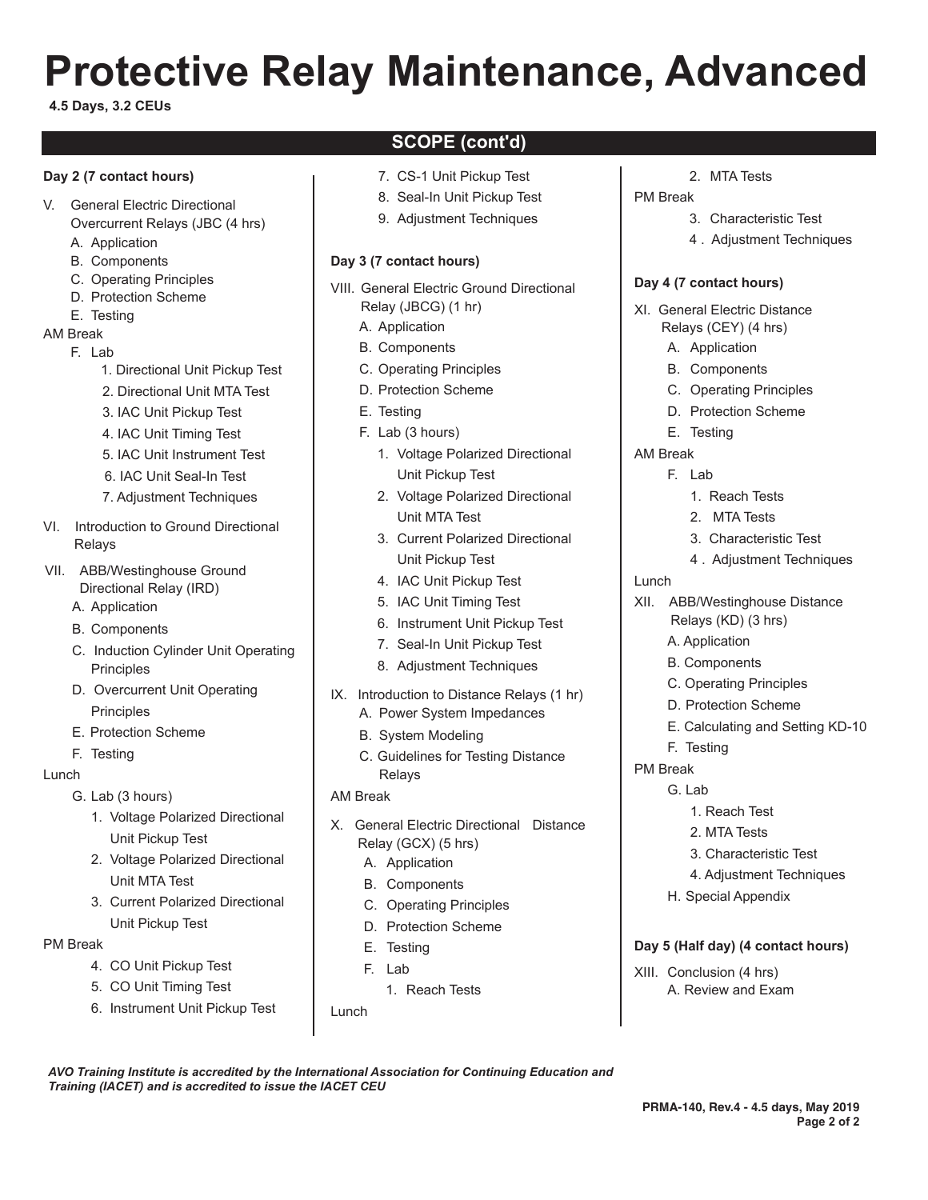# Protective Relay Maintenance, Advanced

**4.5 Days, 3.2 CEUs**

## SCOPE (cont'd)

**Day 2 (7 contact hours)**

V. General Electric Directional Overcurrent Relays (JBC (4 hrs)
   - A. Application
   - B. Components
   - C. Operating Principles
   - D. Protection Scheme
   - E. Testing

AM Break

   - F. Lab
     1. Directional Unit Pickup Test
     2. Directional Unit MTA Test
     3. IAC Unit Pickup Test
     4. IAC Unit Timing Test
     5. IAC Unit Instrument Test
     6. IAC Unit Seal-In Test
     7. Adjustment Techniques

VI. Introduction to Ground Directional Relays

VII. ABB/Westinghouse Ground Directional Relay (IRD)
   - A. Application
   - B. Components
   - C. Induction Cylinder Unit Operating Principles
   - D. Overcurrent Unit Operating Principles
   - E. Protection Scheme
   - F. Testing

Lunch

   - G. Lab (3 hours)
     1. Voltage Polarized Directional Unit Pickup Test
     2. Voltage Polarized Directional Unit MTA Test
     3. Current Polarized Directional Unit Pickup Test

PM Break

     4. CO Unit Pickup Test
     5. CO Unit Timing Test
     6. Instrument Unit Pickup Test
     7. CS-1 Unit Pickup Test
     8. Seal-In Unit Pickup Test
     9. Adjustment Techniques

**Day 3 (7 contact hours)**

VIII. General Electric Ground Directional Relay (JBCG) (1 hr)
   - A. Application
   - B. Components
   - C. Operating Principles
   - D. Protection Scheme
   - E. Testing
   - F. Lab (3 hours)
     1. Voltage Polarized Directional Unit Pickup Test
     2. Voltage Polarized Directional Unit MTA Test
     3. Current Polarized Directional Unit Pickup Test
     4. IAC Unit Pickup Test
     5. IAC Unit Timing Test
     6. Instrument Unit Pickup Test
     7. Seal-In Unit Pickup Test
     8. Adjustment Techniques

IX. Introduction to Distance Relays (1 hr)
   - A. Power System Impedances
   - B. System Modeling
   - C. Guidelines for Testing Distance Relays

AM Break

X. General Electric Directional Distance Relay (GCX) (5 hrs)
   - A. Application
   - B. Components
   - C. Operating Principles
   - D. Protection Scheme
   - E. Testing
   - F. Lab
     1. Reach Tests

Lunch

     2. MTA Tests

PM Break

     3. Characteristic Test
     4. Adjustment Techniques

**Day 4 (7 contact hours)**

XI. General Electric Distance Relays (CEY) (4 hrs)
   - A. Application
   - B. Components
   - C. Operating Principles
   - D. Protection Scheme
   - E. Testing

AM Break

   - F. Lab
     1. Reach Tests
     2. MTA Tests
     3. Characteristic Test
     4. Adjustment Techniques

Lunch

XII. ABB/Westinghouse Distance Relays (KD) (3 hrs)
   - A. Application
   - B. Components
   - C. Operating Principles
   - D. Protection Scheme
   - E. Calculating and Setting KD-10
   - F. Testing

PM Break

   - G. Lab
     1. Reach Test
     2. MTA Tests
     3. Characteristic Test
     4. Adjustment Techniques
   - H. Special Appendix

**Day 5 (Half day) (4 contact hours)**

XIII. Conclusion (4 hrs)
   - A. Review and Exam

*AVO Training Institute is accredited by the International Association for Continuing Education and Training (IACET) and is accredited to issue the IACET CEU*

**PRMA-140, Rev.4 - 4.5 days, May 2019**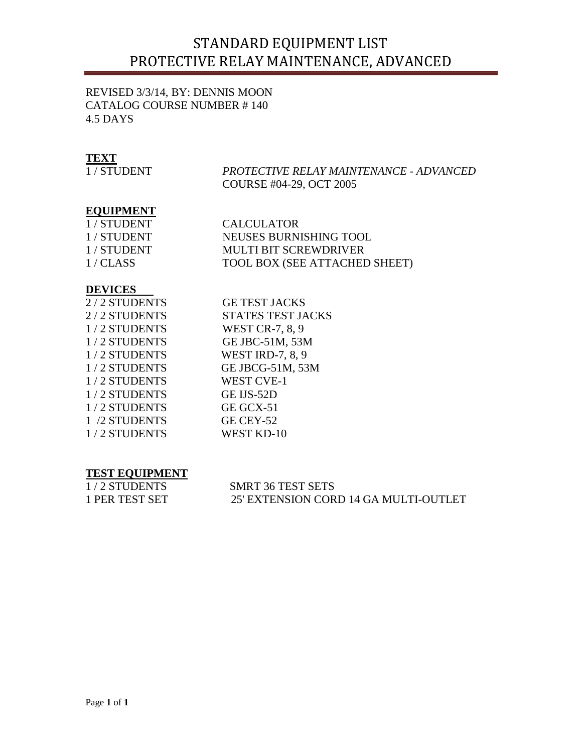# STANDARD EQUIPMENT LIST
# PROTECTIVE RELAY MAINTENANCE, ADVANCED

REVISED 3/3/14, BY: DENNIS MOON
CATALOG COURSE NUMBER # 140
4.5 DAYS

**TEXT**

| | |
|---|---|
| 1 / STUDENT | *PROTECTIVE RELAY MAINTENANCE - ADVANCED* COURSE #04-29, OCT 2005 |

**EQUIPMENT**

| | |
|---|---|
| 1 / STUDENT | CALCULATOR |
| 1 / STUDENT | NEUSES BURNISHING TOOL |
| 1 / STUDENT | MULTI BIT SCREWDRIVER |
| 1 / CLASS | TOOL BOX (SEE ATTACHED SHEET) |

**DEVICES**

| | |
|---|---|
| 2 / 2 STUDENTS | GE TEST JACKS |
| 2 / 2 STUDENTS | STATES TEST JACKS |
| 1 / 2 STUDENTS | WEST CR-7, 8, 9 |
| 1 / 2 STUDENTS | GE JBC-51M, 53M |
| 1 / 2 STUDENTS | WEST IRD-7, 8, 9 |
| 1 / 2 STUDENTS | GE JBCG-51M, 53M |
| 1 / 2 STUDENTS | WEST CVE-1 |
| 1 / 2 STUDENTS | GE IJS-52D |
| 1 / 2 STUDENTS | GE GCX-51 |
| 1 /2 STUDENTS | GE CEY-52 |
| 1 / 2 STUDENTS | WEST KD-10 |

**TEST EQUIPMENT**

| | |
|---|---|
| 1 / 2 STUDENTS | SMRT 36 TEST SETS |
| 1 PER TEST SET | 25' EXTENSION CORD 14 GA MULTI-OUTLET |